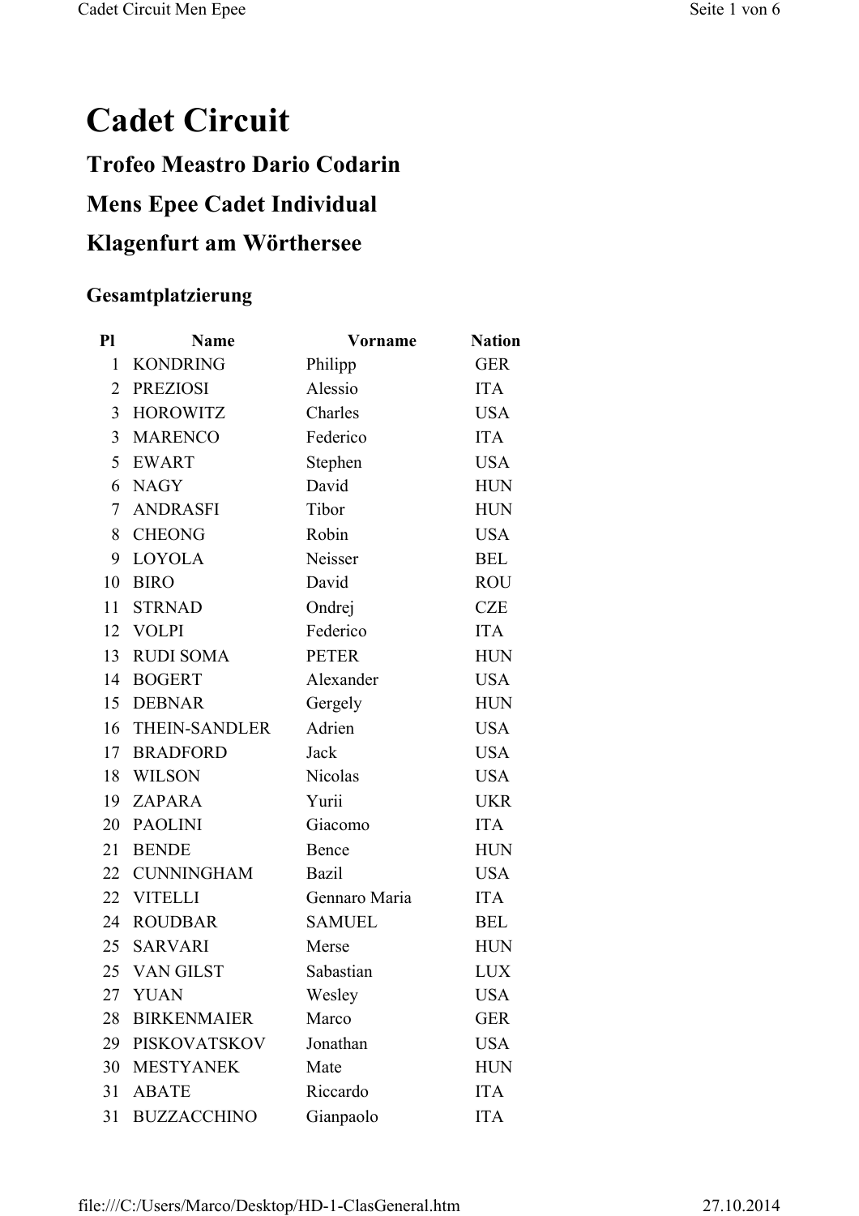# Cadet Circuit

## Trofeo Meastro Dario Codarin

## Mens Epee Cadet Individual

## Klagenfurt am Wörthersee

### Gesamtplatzierung

| Pl | Name | Vorname | Nation |
|---|---|---|---|
| 1 | KONDRING | Philipp | GER |
| 2 | PREZIOSI | Alessio | ITA |
| 3 | HOROWITZ | Charles | USA |
| 3 | MARENCO | Federico | ITA |
| 5 | EWART | Stephen | USA |
| 6 | NAGY | David | HUN |
| 7 | ANDRASFI | Tibor | HUN |
| 8 | CHEONG | Robin | USA |
| 9 | LOYOLA | Neisser | BEL |
| 10 | BIRO | David | ROU |
| 11 | STRNAD | Ondrej | CZE |
| 12 | VOLPI | Federico | ITA |
| 13 | RUDI SOMA | PETER | HUN |
| 14 | BOGERT | Alexander | USA |
| 15 | DEBNAR | Gergely | HUN |
| 16 | THEIN-SANDLER | Adrien | USA |
| 17 | BRADFORD | Jack | USA |
| 18 | WILSON | Nicolas | USA |
| 19 | ZAPARA | Yurii | UKR |
| 20 | PAOLINI | Giacomo | ITA |
| 21 | BENDE | Bence | HUN |
| 22 | CUNNINGHAM | Bazil | USA |
| 22 | VITELLI | Gennaro Maria | ITA |
| 24 | ROUDBAR | SAMUEL | BEL |
| 25 | SARVARI | Merse | HUN |
| 25 | VAN GILST | Sabastian | LUX |
| 27 | YUAN | Wesley | USA |
| 28 | BIRKENMAIER | Marco | GER |
| 29 | PISKOVATSKOV | Jonathan | USA |
| 30 | MESTYANEK | Mate | HUN |
| 31 | ABATE | Riccardo | ITA |
| 31 | BUZZACCHINO | Gianpaolo | ITA |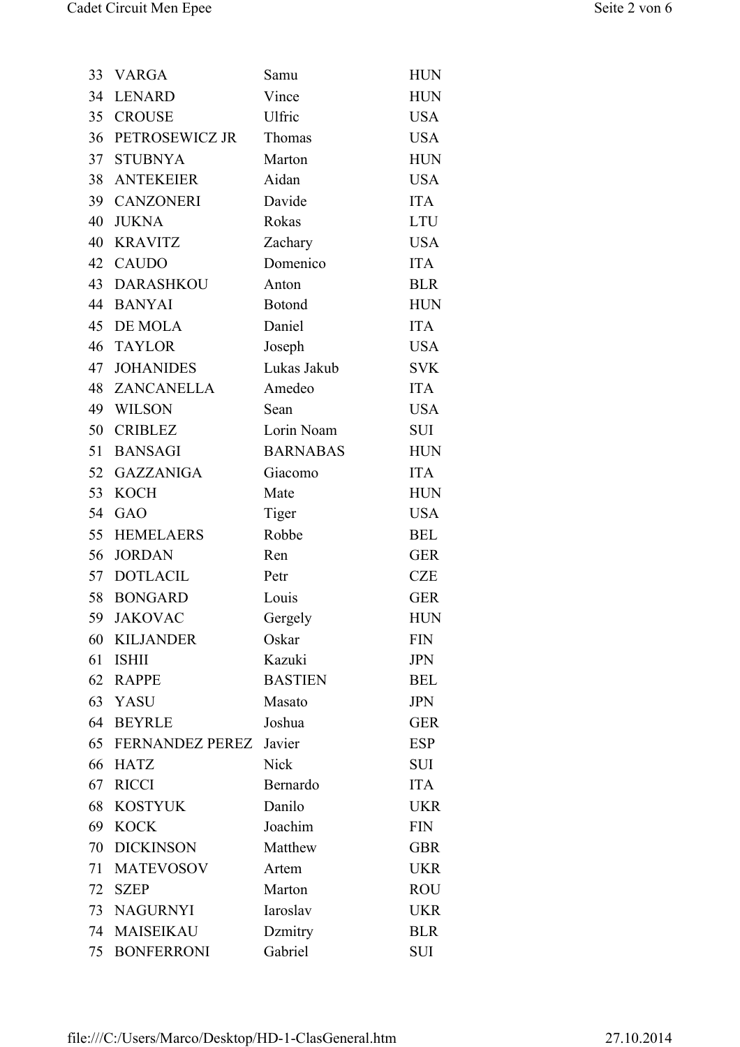| | | | |
|---|---|---|---|
| 33 | VARGA | Samu | HUN |
| 34 | LENARD | Vince | HUN |
| 35 | CROUSE | Ulfric | USA |
| 36 | PETROSEWICZ JR | Thomas | USA |
| 37 | STUBNYA | Marton | HUN |
| 38 | ANTEKEIER | Aidan | USA |
| 39 | CANZONERI | Davide | ITA |
| 40 | JUKNA | Rokas | LTU |
| 40 | KRAVITZ | Zachary | USA |
| 42 | CAUDO | Domenico | ITA |
| 43 | DARASHKOU | Anton | BLR |
| 44 | BANYAI | Botond | HUN |
| 45 | DE MOLA | Daniel | ITA |
| 46 | TAYLOR | Joseph | USA |
| 47 | JOHANIDES | Lukas Jakub | SVK |
| 48 | ZANCANELLA | Amedeo | ITA |
| 49 | WILSON | Sean | USA |
| 50 | CRIBLEZ | Lorin Noam | SUI |
| 51 | BANSAGI | BARNABAS | HUN |
| 52 | GAZZANIGA | Giacomo | ITA |
| 53 | KOCH | Mate | HUN |
| 54 | GAO | Tiger | USA |
| 55 | HEMELAERS | Robbe | BEL |
| 56 | JORDAN | Ren | GER |
| 57 | DOTLACIL | Petr | CZE |
| 58 | BONGARD | Louis | GER |
| 59 | JAKOVAC | Gergely | HUN |
| 60 | KILJANDER | Oskar | FIN |
| 61 | ISHII | Kazuki | JPN |
| 62 | RAPPE | BASTIEN | BEL |
| 63 | YASU | Masato | JPN |
| 64 | BEYRLE | Joshua | GER |
| 65 | FERNANDEZ PEREZ | Javier | ESP |
| 66 | HATZ | Nick | SUI |
| 67 | RICCI | Bernardo | ITA |
| 68 | KOSTYUK | Danilo | UKR |
| 69 | KOCK | Joachim | FIN |
| 70 | DICKINSON | Matthew | GBR |
| 71 | MATEVOSOV | Artem | UKR |
| 72 | SZEP | Marton | ROU |
| 73 | NAGURNYI | Iaroslav | UKR |
| 74 | MAISEIKAU | Dzmitry | BLR |
| 75 | BONFERRONI | Gabriel | SUI |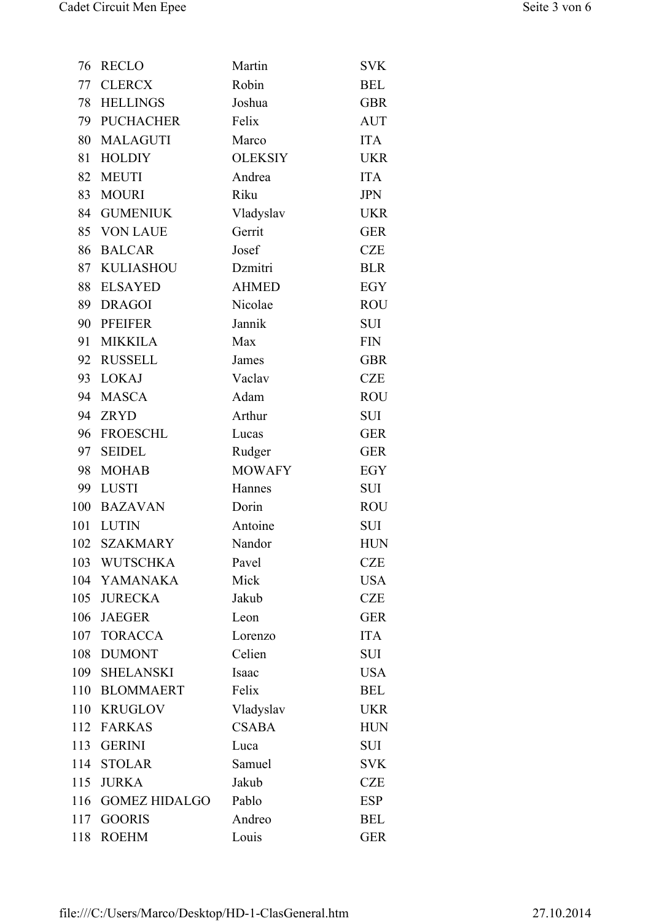| | | | |
|---|---|---|---|
| 76 | RECLO | Martin | SVK |
| 77 | CLERCX | Robin | BEL |
| 78 | HELLINGS | Joshua | GBR |
| 79 | PUCHACHER | Felix | AUT |
| 80 | MALAGUTI | Marco | ITA |
| 81 | HOLDIY | OLEKSIY | UKR |
| 82 | MEUTI | Andrea | ITA |
| 83 | MOURI | Riku | JPN |
| 84 | GUMENIUK | Vladyslav | UKR |
| 85 | VON LAUE | Gerrit | GER |
| 86 | BALCAR | Josef | CZE |
| 87 | KULIASHOU | Dzmitri | BLR |
| 88 | ELSAYED | AHMED | EGY |
| 89 | DRAGOI | Nicolae | ROU |
| 90 | PFEIFER | Jannik | SUI |
| 91 | MIKKILA | Max | FIN |
| 92 | RUSSELL | James | GBR |
| 93 | LOKAJ | Vaclav | CZE |
| 94 | MASCA | Adam | ROU |
| 94 | ZRYD | Arthur | SUI |
| 96 | FROESCHL | Lucas | GER |
| 97 | SEIDEL | Rudger | GER |
| 98 | MOHAB | MOWAFY | EGY |
| 99 | LUSTI | Hannes | SUI |
| 100 | BAZAVAN | Dorin | ROU |
| 101 | LUTIN | Antoine | SUI |
| 102 | SZAKMARY | Nandor | HUN |
| 103 | WUTSCHKA | Pavel | CZE |
| 104 | YAMANAKA | Mick | USA |
| 105 | JURECKA | Jakub | CZE |
| 106 | JAEGER | Leon | GER |
| 107 | TORACCA | Lorenzo | ITA |
| 108 | DUMONT | Celien | SUI |
| 109 | SHELANSKI | Isaac | USA |
| 110 | BLOMMAERT | Felix | BEL |
| 110 | KRUGLOV | Vladyslav | UKR |
| 112 | FARKAS | CSABA | HUN |
| 113 | GERINI | Luca | SUI |
| 114 | STOLAR | Samuel | SVK |
| 115 | JURKA | Jakub | CZE |
| 116 | GOMEZ HIDALGO | Pablo | ESP |
| 117 | GOORIS | Andreo | BEL |
| 118 | ROEHM | Louis | GER |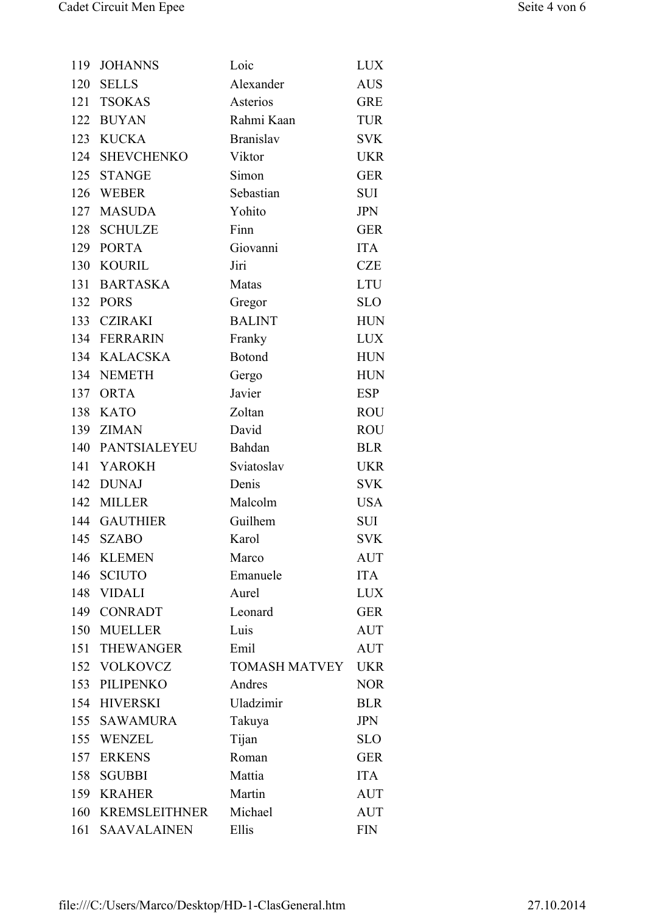| | | | |
|---|---|---|---|
| 119 | JOHANNS | Loic | LUX |
| 120 | SELLS | Alexander | AUS |
| 121 | TSOKAS | Asterios | GRE |
| 122 | BUYAN | Rahmi Kaan | TUR |
| 123 | KUCKA | Branislav | SVK |
| 124 | SHEVCHENKO | Viktor | UKR |
| 125 | STANGE | Simon | GER |
| 126 | WEBER | Sebastian | SUI |
| 127 | MASUDA | Yohito | JPN |
| 128 | SCHULZE | Finn | GER |
| 129 | PORTA | Giovanni | ITA |
| 130 | KOURIL | Jiri | CZE |
| 131 | BARTASKA | Matas | LTU |
| 132 | PORS | Gregor | SLO |
| 133 | CZIRAKI | BALINT | HUN |
| 134 | FERRARIN | Franky | LUX |
| 134 | KALACSKA | Botond | HUN |
| 134 | NEMETH | Gergo | HUN |
| 137 | ORTA | Javier | ESP |
| 138 | KATO | Zoltan | ROU |
| 139 | ZIMAN | David | ROU |
| 140 | PANTSIALEYEU | Bahdan | BLR |
| 141 | YAROKH | Sviatoslav | UKR |
| 142 | DUNAJ | Denis | SVK |
| 142 | MILLER | Malcolm | USA |
| 144 | GAUTHIER | Guilhem | SUI |
| 145 | SZABO | Karol | SVK |
| 146 | KLEMEN | Marco | AUT |
| 146 | SCIUTO | Emanuele | ITA |
| 148 | VIDALI | Aurel | LUX |
| 149 | CONRADT | Leonard | GER |
| 150 | MUELLER | Luis | AUT |
| 151 | THEWANGER | Emil | AUT |
| 152 | VOLKOVCZ | TOMASH MATVEY | UKR |
| 153 | PILIPENKO | Andres | NOR |
| 154 | HIVERSKI | Uladzimir | BLR |
| 155 | SAWAMURA | Takuya | JPN |
| 155 | WENZEL | Tijan | SLO |
| 157 | ERKENS | Roman | GER |
| 158 | SGUBBI | Mattia | ITA |
| 159 | KRAHER | Martin | AUT |
| 160 | KREMSLEITHNER | Michael | AUT |
| 161 | SAAVALAINEN | Ellis | FIN |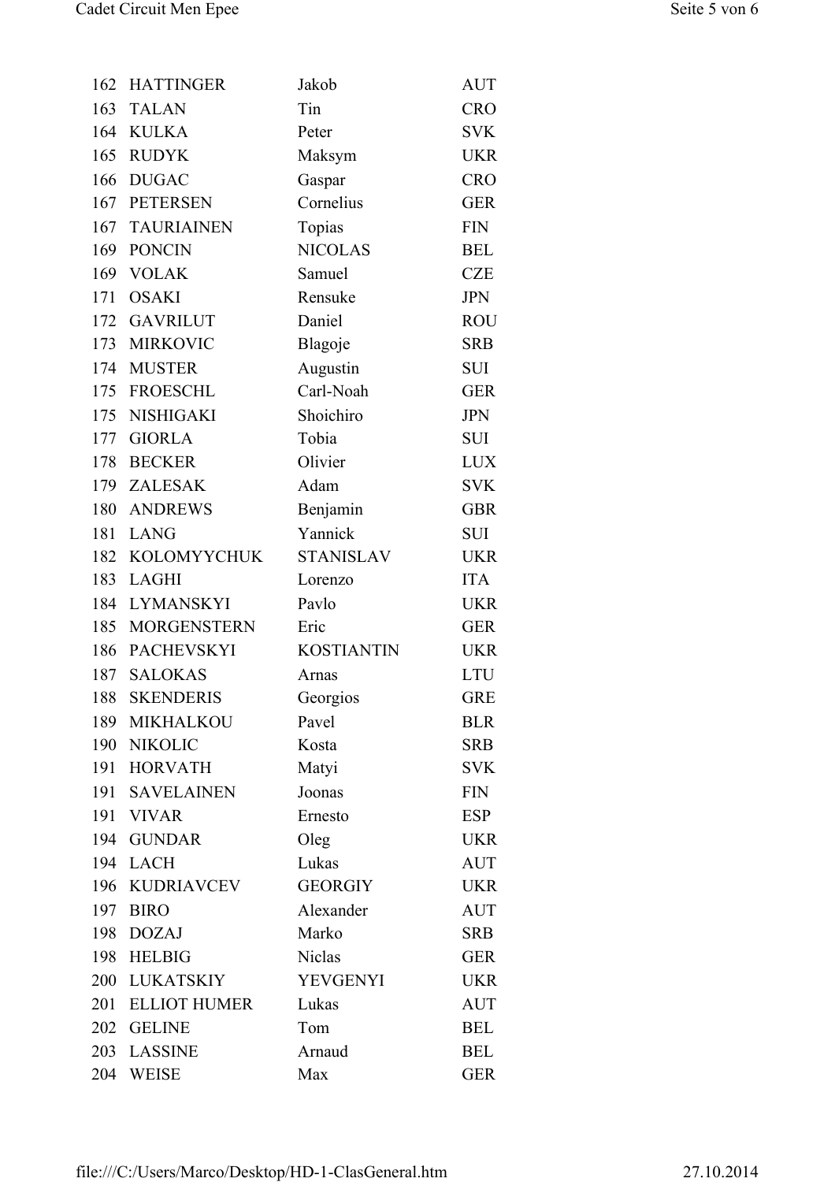| | | | |
|---|---|---|---|
| 162 | HATTINGER | Jakob | AUT |
| 163 | TALAN | Tin | CRO |
| 164 | KULKA | Peter | SVK |
| 165 | RUDYK | Maksym | UKR |
| 166 | DUGAC | Gaspar | CRO |
| 167 | PETERSEN | Cornelius | GER |
| 167 | TAURIAINEN | Topias | FIN |
| 169 | PONCIN | NICOLAS | BEL |
| 169 | VOLAK | Samuel | CZE |
| 171 | OSAKI | Rensuke | JPN |
| 172 | GAVRILUT | Daniel | ROU |
| 173 | MIRKOVIC | Blagoje | SRB |
| 174 | MUSTER | Augustin | SUI |
| 175 | FROESCHL | Carl-Noah | GER |
| 175 | NISHIGAKI | Shoichiro | JPN |
| 177 | GIORLA | Tobia | SUI |
| 178 | BECKER | Olivier | LUX |
| 179 | ZALESAK | Adam | SVK |
| 180 | ANDREWS | Benjamin | GBR |
| 181 | LANG | Yannick | SUI |
| 182 | KOLOMYYCHUK | STANISLAV | UKR |
| 183 | LAGHI | Lorenzo | ITA |
| 184 | LYMANSKYI | Pavlo | UKR |
| 185 | MORGENSTERN | Eric | GER |
| 186 | PACHEVSKYI | KOSTIANTIN | UKR |
| 187 | SALOKAS | Arnas | LTU |
| 188 | SKENDERIS | Georgios | GRE |
| 189 | MIKHALKOU | Pavel | BLR |
| 190 | NIKOLIC | Kosta | SRB |
| 191 | HORVATH | Matyi | SVK |
| 191 | SAVELAINEN | Joonas | FIN |
| 191 | VIVAR | Ernesto | ESP |
| 194 | GUNDAR | Oleg | UKR |
| 194 | LACH | Lukas | AUT |
| 196 | KUDRIAVCEV | GEORGIY | UKR |
| 197 | BIRO | Alexander | AUT |
| 198 | DOZAJ | Marko | SRB |
| 198 | HELBIG | Niclas | GER |
| 200 | LUKATSKIY | YEVGENYI | UKR |
| 201 | ELLIOT HUMER | Lukas | AUT |
| 202 | GELINE | Tom | BEL |
| 203 | LASSINE | Arnaud | BEL |
| 204 | WEISE | Max | GER |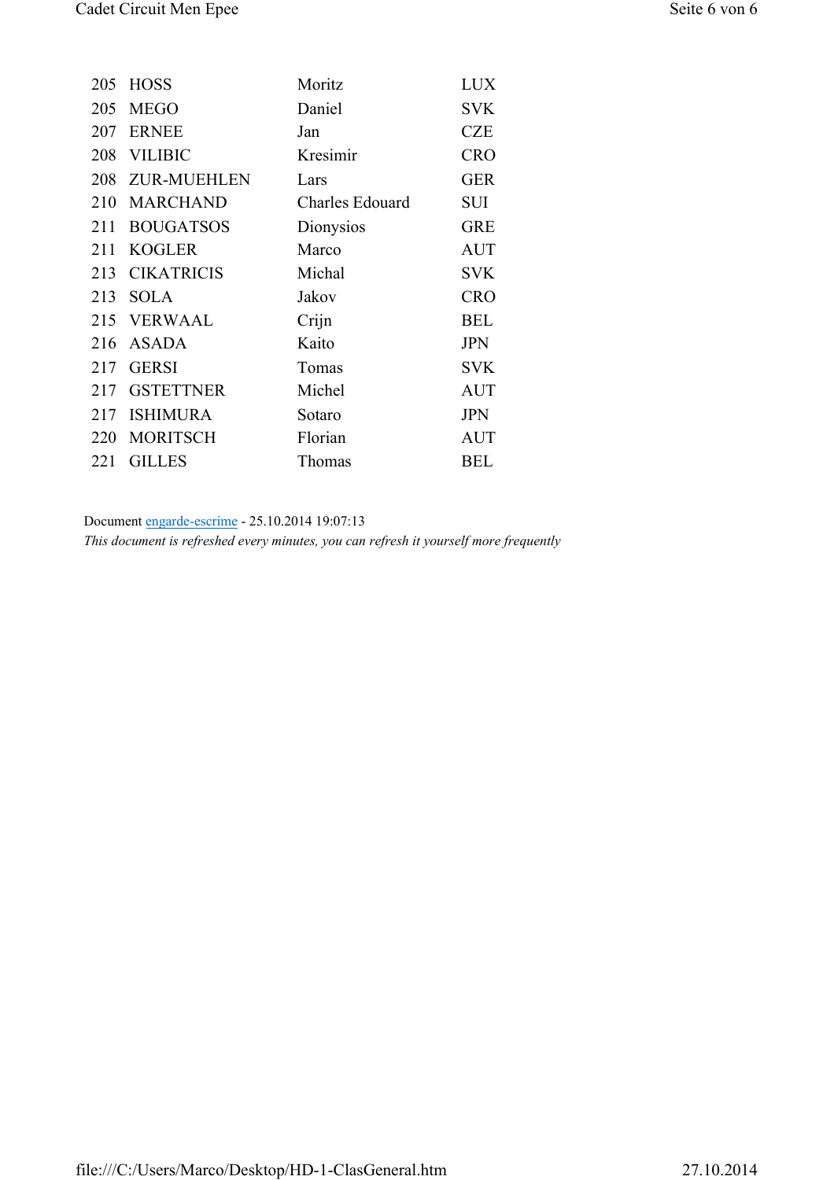| | | | |
|---|---|---|---|
| 205 | HOSS | Moritz | LUX |
| 205 | MEGO | Daniel | SVK |
| 207 | ERNEE | Jan | CZE |
| 208 | VILIBIC | Kresimir | CRO |
| 208 | ZUR-MUEHLEN | Lars | GER |
| 210 | MARCHAND | Charles Edouard | SUI |
| 211 | BOUGATSOS | Dionysios | GRE |
| 211 | KOGLER | Marco | AUT |
| 213 | CIKATRICIS | Michal | SVK |
| 213 | SOLA | Jakov | CRO |
| 215 | VERWAAL | Crijn | BEL |
| 216 | ASADA | Kaito | JPN |
| 217 | GERSI | Tomas | SVK |
| 217 | GSTETTNER | Michel | AUT |
| 217 | ISHIMURA | Sotaro | JPN |
| 220 | MORITSCH | Florian | AUT |
| 221 | GILLES | Thomas | BEL |

Document engarde-escrime - 25.10.2014 19:07:13

*This document is refreshed every minutes, you can refresh it yourself more frequently*